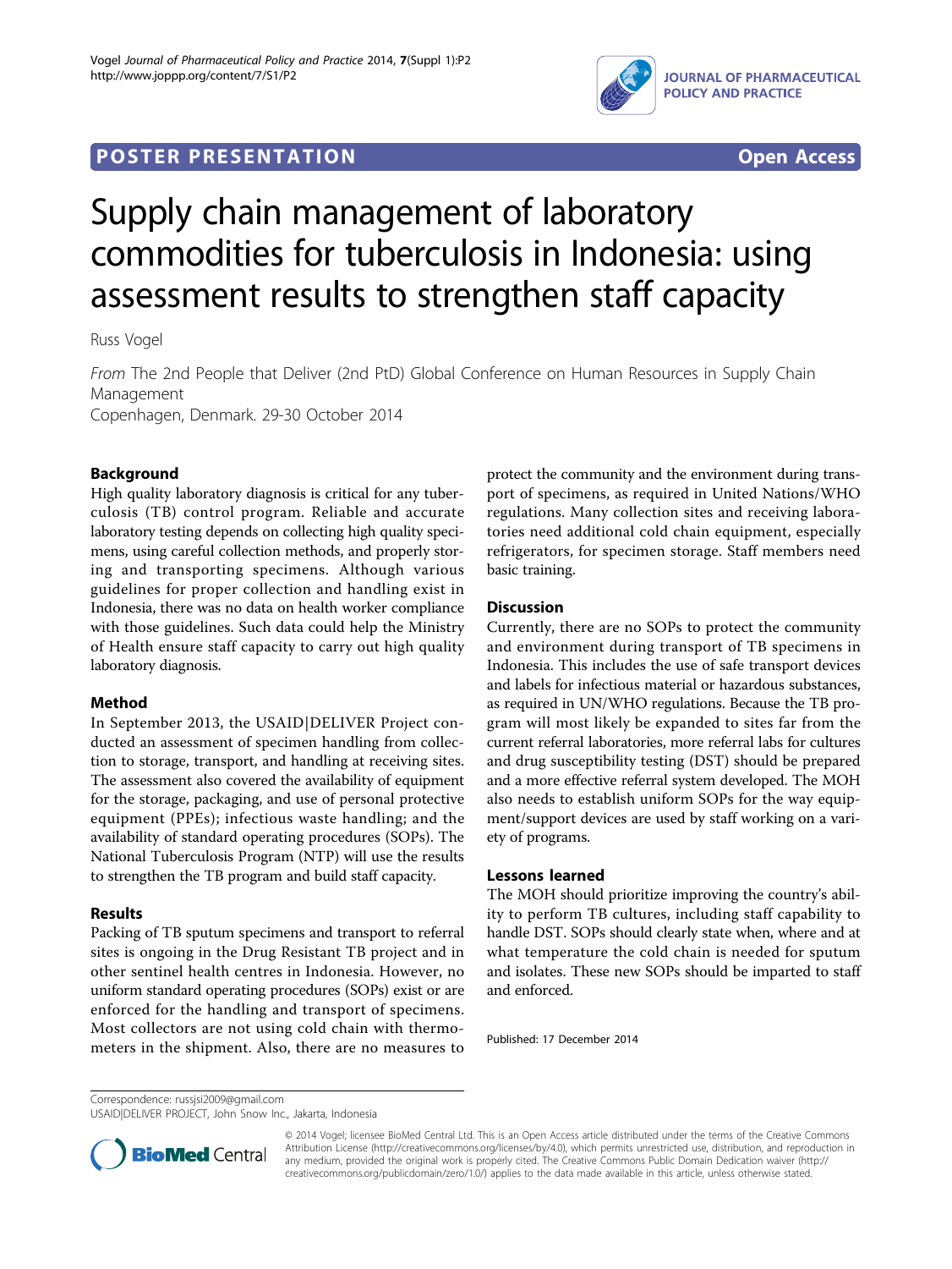POSTER PRESENTATION Open Access

# Supply chain management of laboratory commodities for tuberculosis in Indonesia: using assessment results to strengthen staff capacity

Russ Vogel

*From* The 2nd People that Deliver (2nd PtD) Global Conference on Human Resources in Supply Chain Management
Copenhagen, Denmark. 29-30 October 2014

## Background

High quality laboratory diagnosis is critical for any tuberculosis (TB) control program. Reliable and accurate laboratory testing depends on collecting high quality specimens, using careful collection methods, and properly storing and transporting specimens. Although various guidelines for proper collection and handling exist in Indonesia, there was no data on health worker compliance with those guidelines. Such data could help the Ministry of Health ensure staff capacity to carry out high quality laboratory diagnosis.

## Method

In September 2013, the USAID|DELIVER Project conducted an assessment of specimen handling from collection to storage, transport, and handling at receiving sites. The assessment also covered the availability of equipment for the storage, packaging, and use of personal protective equipment (PPEs); infectious waste handling; and the availability of standard operating procedures (SOPs). The National Tuberculosis Program (NTP) will use the results to strengthen the TB program and build staff capacity.

## Results

Packing of TB sputum specimens and transport to referral sites is ongoing in the Drug Resistant TB project and in other sentinel health centres in Indonesia. However, no uniform standard operating procedures (SOPs) exist or are enforced for the handling and transport of specimens. Most collectors are not using cold chain with thermometers in the shipment. Also, there are no measures to protect the community and the environment during transport of specimens, as required in United Nations/WHO regulations. Many collection sites and receiving laboratories need additional cold chain equipment, especially refrigerators, for specimen storage. Staff members need basic training.

## Discussion

Currently, there are no SOPs to protect the community and environment during transport of TB specimens in Indonesia. This includes the use of safe transport devices and labels for infectious material or hazardous substances, as required in UN/WHO regulations. Because the TB program will most likely be expanded to sites far from the current referral laboratories, more referral labs for cultures and drug susceptibility testing (DST) should be prepared and a more effective referral system developed. The MOH also needs to establish uniform SOPs for the way equipment/support devices are used by staff working on a variety of programs.

## Lessons learned

The MOH should prioritize improving the country's ability to perform TB cultures, including staff capability to handle DST. SOPs should clearly state when, where and at what temperature the cold chain is needed for sputum and isolates. These new SOPs should be imparted to staff and enforced.

Published: 17 December 2014

Correspondence: russjsi2009@gmail.com
USAID|DELIVER PROJECT, John Snow Inc., Jakarta, Indonesia

© 2014 Vogel; licensee BioMed Central Ltd. This is an Open Access article distributed under the terms of the Creative Commons Attribution License (http://creativecommons.org/licenses/by/4.0), which permits unrestricted use, distribution, and reproduction in any medium, provided the original work is properly cited. The Creative Commons Public Domain Dedication waiver (http://creativecommons.org/publicdomain/zero/1.0/) applies to the data made available in this article, unless otherwise stated.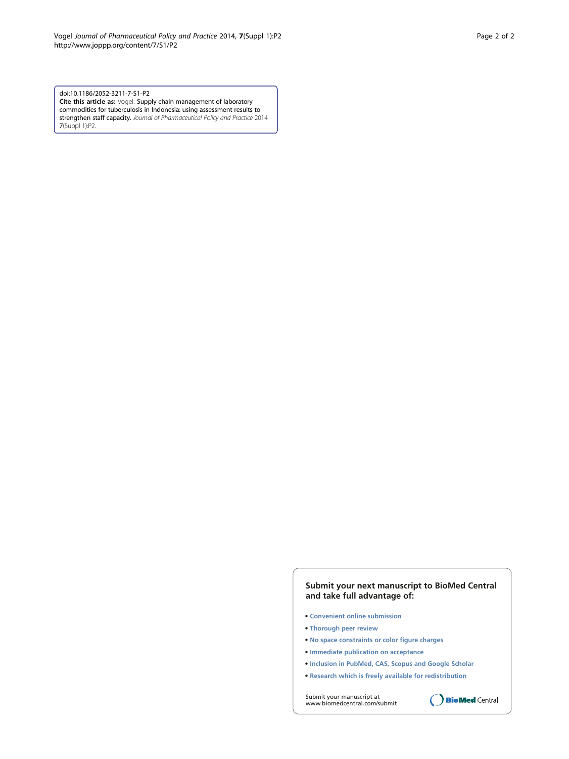doi:10.1186/2052-3211-7-S1-P2

**Cite this article as:** Vogel: Supply chain management of laboratory commodities for tuberculosis in Indonesia: using assessment results to strengthen staff capacity. *Journal of Pharmaceutical Policy and Practice* 2014 **7**(Suppl 1):P2.

**Submit your next manuscript to BioMed Central and take full advantage of:**

- **Convenient online submission**
- **Thorough peer review**
- **No space constraints or color figure charges**
- **Immediate publication on acceptance**
- **Inclusion in PubMed, CAS, Scopus and Google Scholar**
- **Research which is freely available for redistribution**

Submit your manuscript at www.biomedcentral.com/submit

BioMed Central